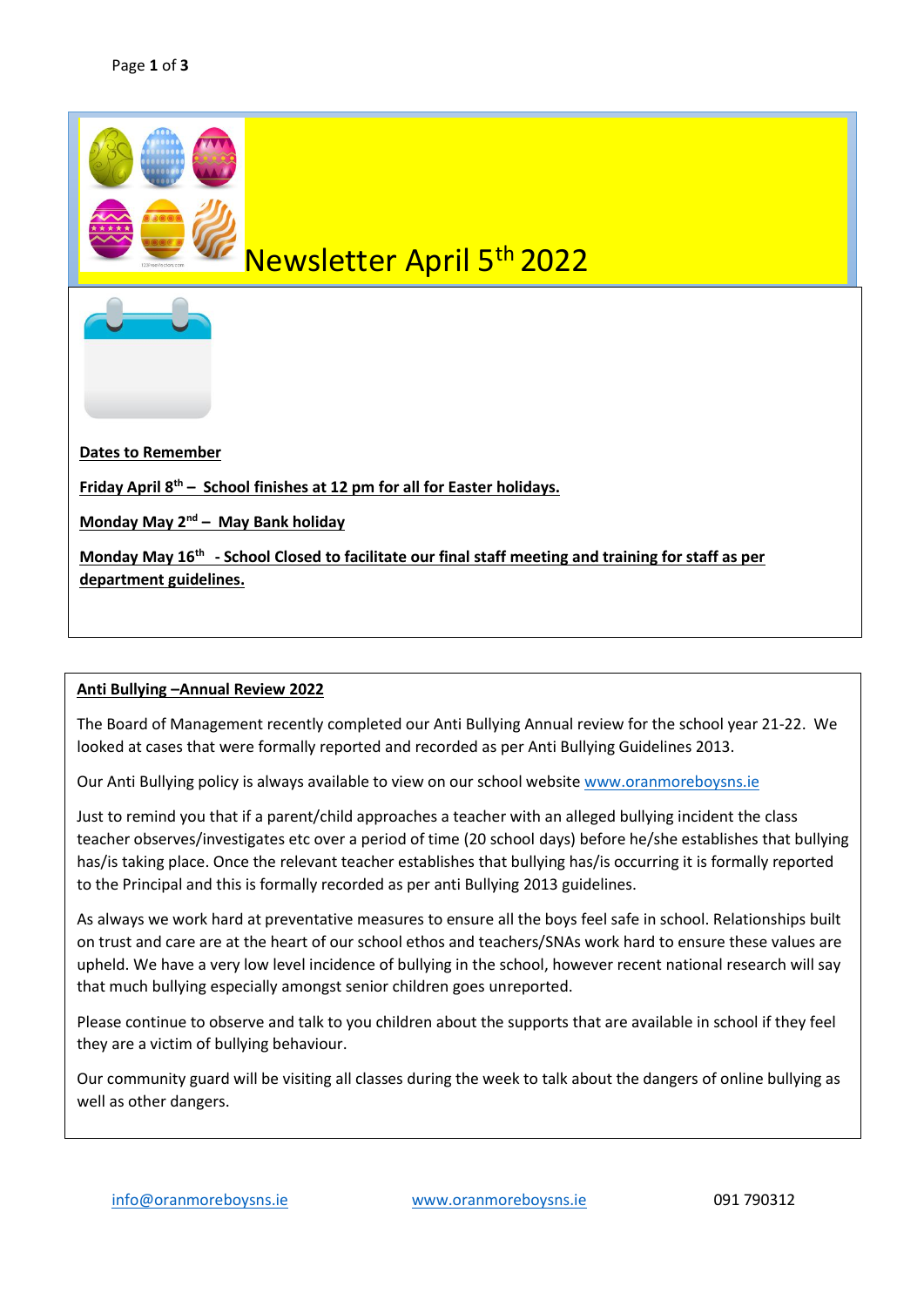# Newsletter April 5th 2022

**Dates to Remember**

**Friday April 8th – School finishes at 12 pm for all for Easter holidays.**

**Monday May 2nd – May Bank holiday**

**Monday May 16th - School Closed to facilitate our final staff meeting and training for staff as per department guidelines.**

## Anti Bullying –Annual Review 2022

The Board of Management recently completed our Anti Bullying Annual review for the school year 21-22. We looked at cases that were formally reported and recorded as per Anti Bullying Guidelines 2013.

Our Anti Bullying policy is always available to view on our school website www.oranmoreboysns.ie

Just to remind you that if a parent/child approaches a teacher with an alleged bullying incident the class teacher observes/investigates etc over a period of time (20 school days) before he/she establishes that bullying has/is taking place. Once the relevant teacher establishes that bullying has/is occurring it is formally reported to the Principal and this is formally recorded as per anti Bullying 2013 guidelines.

As always we work hard at preventative measures to ensure all the boys feel safe in school. Relationships built on trust and care are at the heart of our school ethos and teachers/SNAs work hard to ensure these values are upheld. We have a very low level incidence of bullying in the school, however recent national research will say that much bullying especially amongst senior children goes unreported.

Please continue to observe and talk to you children about the supports that are available in school if they feel they are a victim of bullying behaviour.

Our community guard will be visiting all classes during the week to talk about the dangers of online bullying as well as other dangers.

info@oranmoreboysns.ie www.oranmoreboysns.ie 091 790312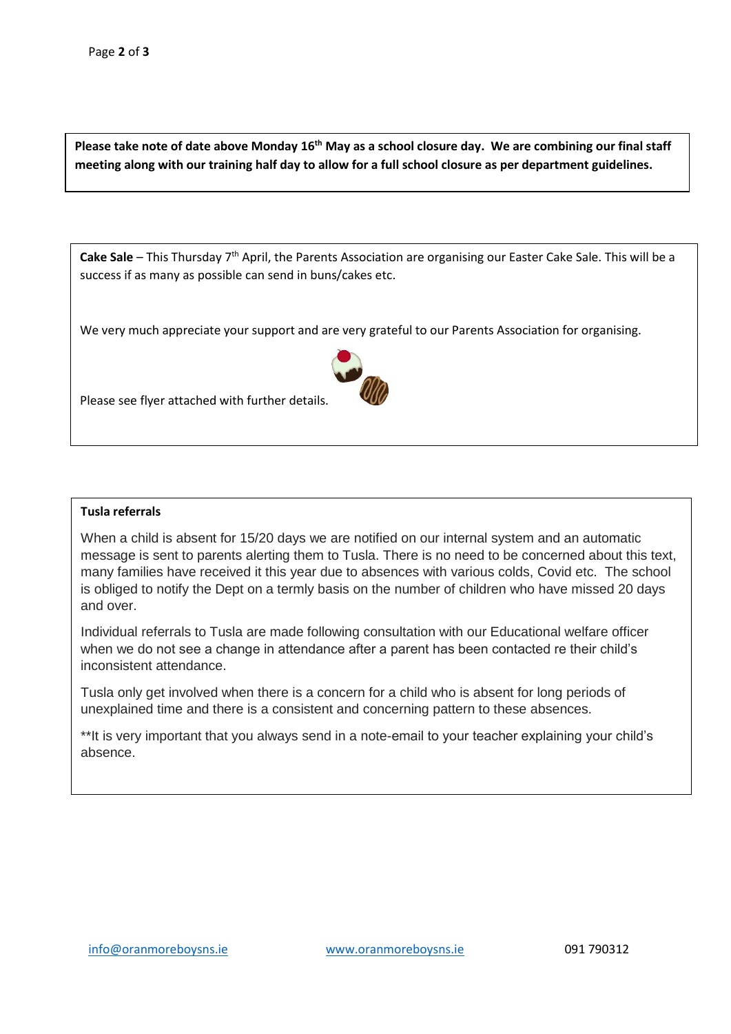**Please take note of date above Monday 16th May as a school closure day. We are combining our final staff meeting along with our training half day to allow for a full school closure as per department guidelines.**

**Cake Sale** – This Thursday 7th April, the Parents Association are organising our Easter Cake Sale. This will be a success if as many as possible can send in buns/cakes etc.

We very much appreciate your support and are very grateful to our Parents Association for organising.

Please see flyer attached with further details.

**Tusla referrals**

When a child is absent for 15/20 days we are notified on our internal system and an automatic message is sent to parents alerting them to Tusla. There is no need to be concerned about this text, many families have received it this year due to absences with various colds, Covid etc. The school is obliged to notify the Dept on a termly basis on the number of children who have missed 20 days and over.

Individual referrals to Tusla are made following consultation with our Educational welfare officer when we do not see a change in attendance after a parent has been contacted re their child's inconsistent attendance.

Tusla only get involved when there is a concern for a child who is absent for long periods of unexplained time and there is a consistent and concerning pattern to these absences.

**It is very important that you always send in a note-email to your teacher explaining your child's absence.

info@oranmoreboysns.ie www.oranmoreboysns.ie 091 790312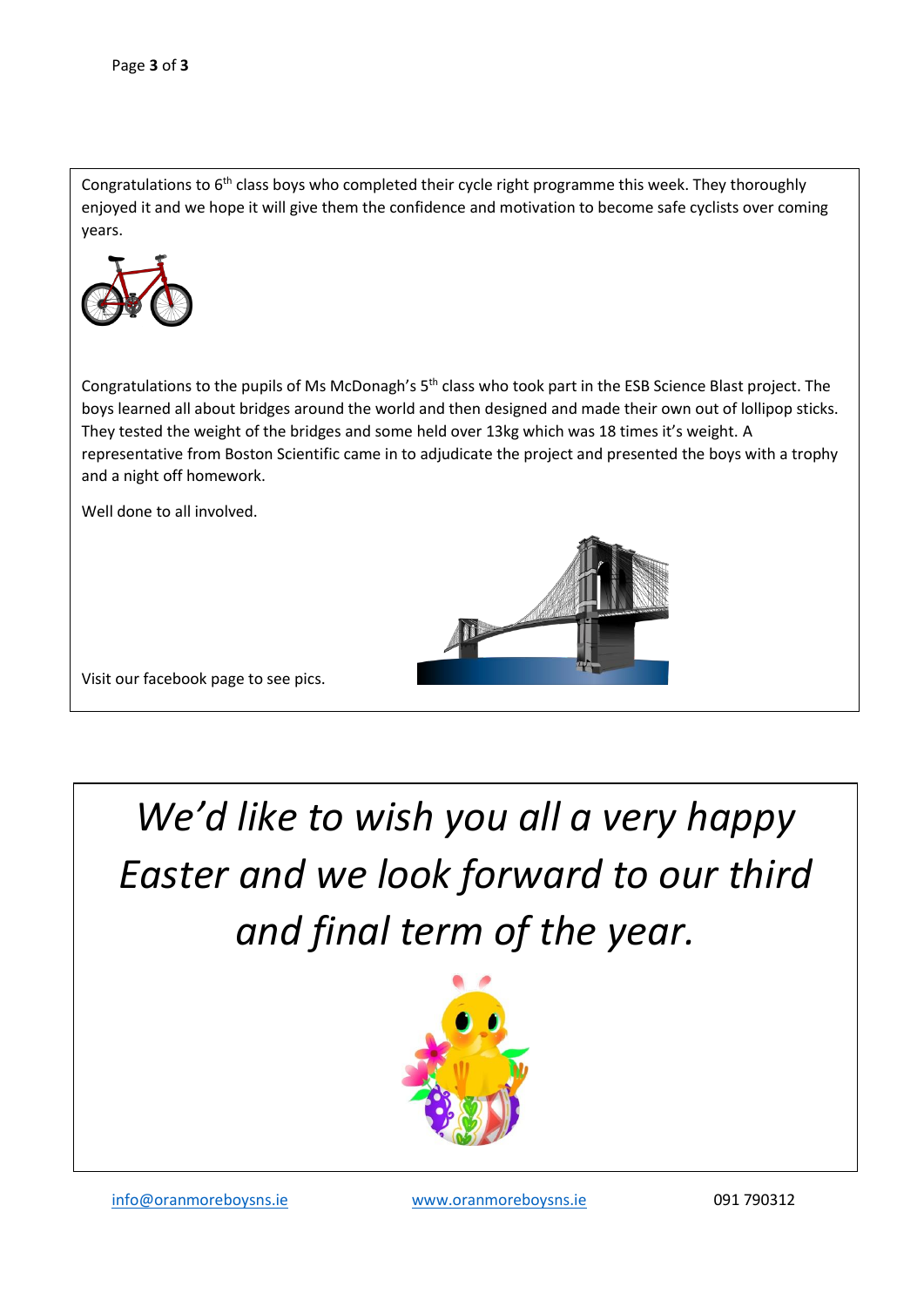Congratulations to 6th class boys who completed their cycle right programme this week. They thoroughly enjoyed it and we hope it will give them the confidence and motivation to become safe cyclists over coming years.

Congratulations to the pupils of Ms McDonagh's 5th class who took part in the ESB Science Blast project. The boys learned all about bridges around the world and then designed and made their own out of lollipop sticks. They tested the weight of the bridges and some held over 13kg which was 18 times it's weight. A representative from Boston Scientific came in to adjudicate the project and presented the boys with a trophy and a night off homework.

Well done to all involved.

Visit our facebook page to see pics.

*We'd like to wish you all a very happy Easter and we look forward to our third and final term of the year.*

info@oranmoreboysns.ie www.oranmoreboysns.ie 091 790312